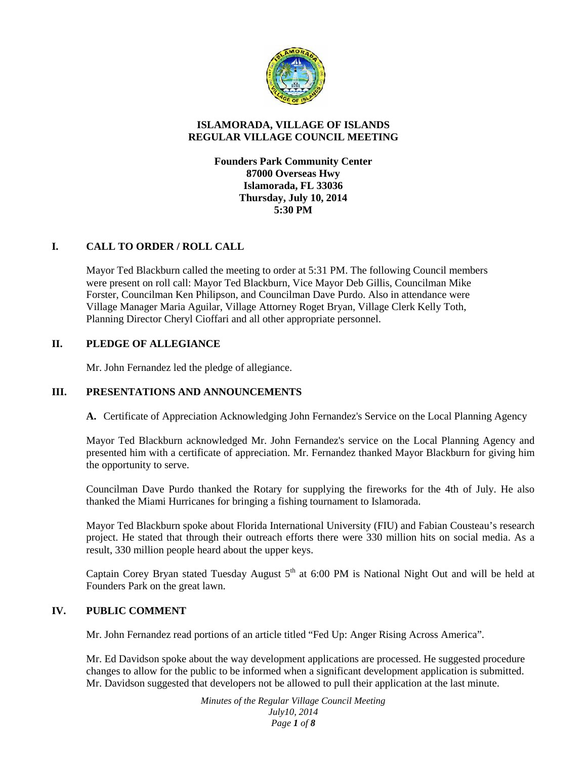# ISLAMORADA, VILLAGE OF ISLANDS
# REGULAR VILLAGE COUNCIL MEETING

**Founders Park Community Center**
**87000 Overseas Hwy**
**Islamorada, FL 33036**
**Thursday, July 10, 2014**
**5:30 PM**

## I. CALL TO ORDER / ROLL CALL

Mayor Ted Blackburn called the meeting to order at 5:31 PM. The following Council members were present on roll call: Mayor Ted Blackburn, Vice Mayor Deb Gillis, Councilman Mike Forster, Councilman Ken Philipson, and Councilman Dave Purdo. Also in attendance were Village Manager Maria Aguilar, Village Attorney Roget Bryan, Village Clerk Kelly Toth, Planning Director Cheryl Cioffari and all other appropriate personnel.

## II. PLEDGE OF ALLEGIANCE

Mr. John Fernandez led the pledge of allegiance.

## III. PRESENTATIONS AND ANNOUNCEMENTS

**A.** Certificate of Appreciation Acknowledging John Fernandez's Service on the Local Planning Agency

Mayor Ted Blackburn acknowledged Mr. John Fernandez's service on the Local Planning Agency and presented him with a certificate of appreciation. Mr. Fernandez thanked Mayor Blackburn for giving him the opportunity to serve.

Councilman Dave Purdo thanked the Rotary for supplying the fireworks for the 4th of July. He also thanked the Miami Hurricanes for bringing a fishing tournament to Islamorada.

Mayor Ted Blackburn spoke about Florida International University (FIU) and Fabian Cousteau's research project. He stated that through their outreach efforts there were 330 million hits on social media. As a result, 330 million people heard about the upper keys.

Captain Corey Bryan stated Tuesday August 5th at 6:00 PM is National Night Out and will be held at Founders Park on the great lawn.

## IV. PUBLIC COMMENT

Mr. John Fernandez read portions of an article titled "Fed Up: Anger Rising Across America".

Mr. Ed Davidson spoke about the way development applications are processed. He suggested procedure changes to allow for the public to be informed when a significant development application is submitted. Mr. Davidson suggested that developers not be allowed to pull their application at the last minute.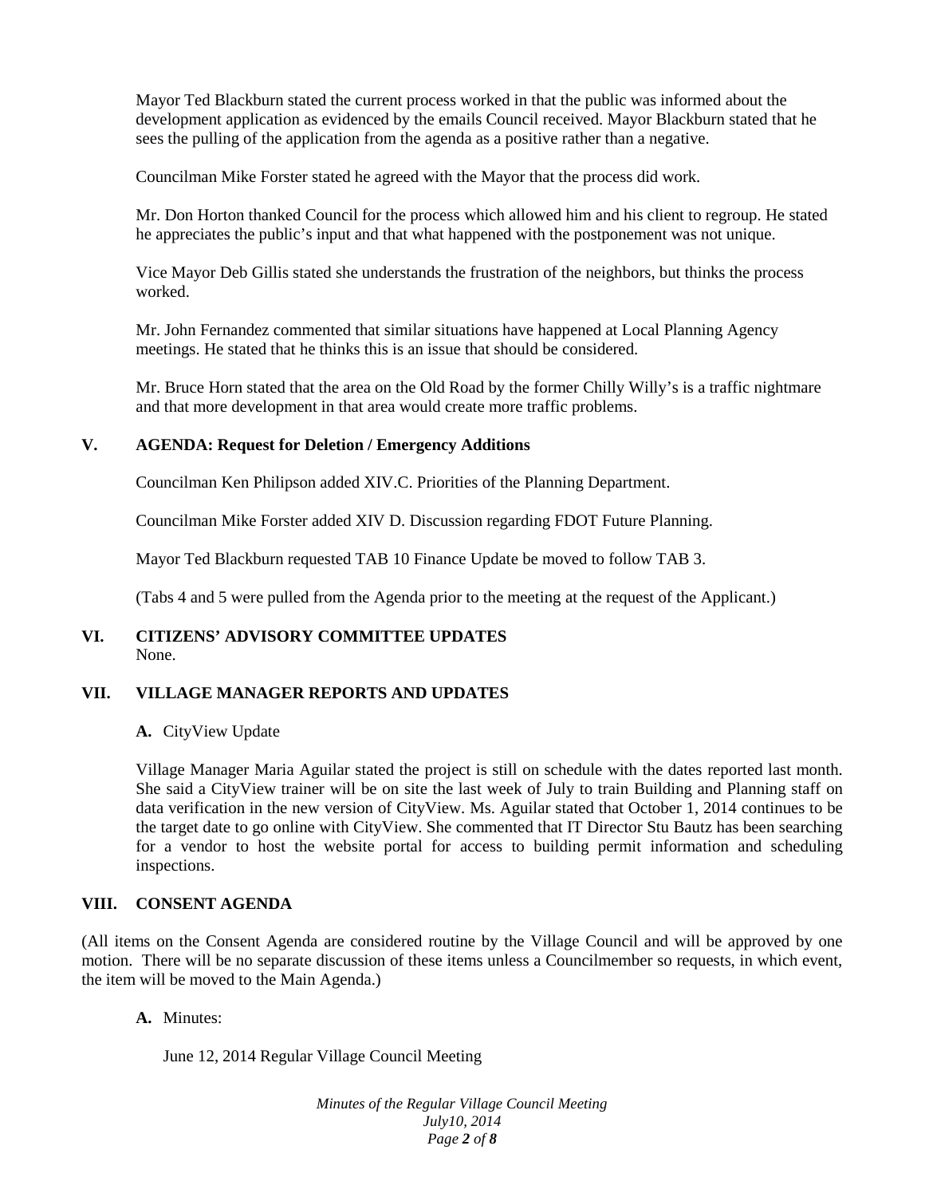Mayor Ted Blackburn stated the current process worked in that the public was informed about the development application as evidenced by the emails Council received. Mayor Blackburn stated that he sees the pulling of the application from the agenda as a positive rather than a negative.

Councilman Mike Forster stated he agreed with the Mayor that the process did work.

Mr. Don Horton thanked Council for the process which allowed him and his client to regroup. He stated he appreciates the public's input and that what happened with the postponement was not unique.

Vice Mayor Deb Gillis stated she understands the frustration of the neighbors, but thinks the process worked.

Mr. John Fernandez commented that similar situations have happened at Local Planning Agency meetings. He stated that he thinks this is an issue that should be considered.

Mr. Bruce Horn stated that the area on the Old Road by the former Chilly Willy's is a traffic nightmare and that more development in that area would create more traffic problems.

## V. AGENDA: Request for Deletion / Emergency Additions

Councilman Ken Philipson added XIV.C. Priorities of the Planning Department.

Councilman Mike Forster added XIV D. Discussion regarding FDOT Future Planning.

Mayor Ted Blackburn requested TAB 10 Finance Update be moved to follow TAB 3.

(Tabs 4 and 5 were pulled from the Agenda prior to the meeting at the request of the Applicant.)

## VI. CITIZENS' ADVISORY COMMITTEE UPDATES

None.

## VII. VILLAGE MANAGER REPORTS AND UPDATES

**A.** CityView Update

Village Manager Maria Aguilar stated the project is still on schedule with the dates reported last month. She said a CityView trainer will be on site the last week of July to train Building and Planning staff on data verification in the new version of CityView. Ms. Aguilar stated that October 1, 2014 continues to be the target date to go online with CityView. She commented that IT Director Stu Bautz has been searching for a vendor to host the website portal for access to building permit information and scheduling inspections.

## VIII. CONSENT AGENDA

(All items on the Consent Agenda are considered routine by the Village Council and will be approved by one motion. There will be no separate discussion of these items unless a Councilmember so requests, in which event, the item will be moved to the Main Agenda.)

**A.** Minutes:

June 12, 2014 Regular Village Council Meeting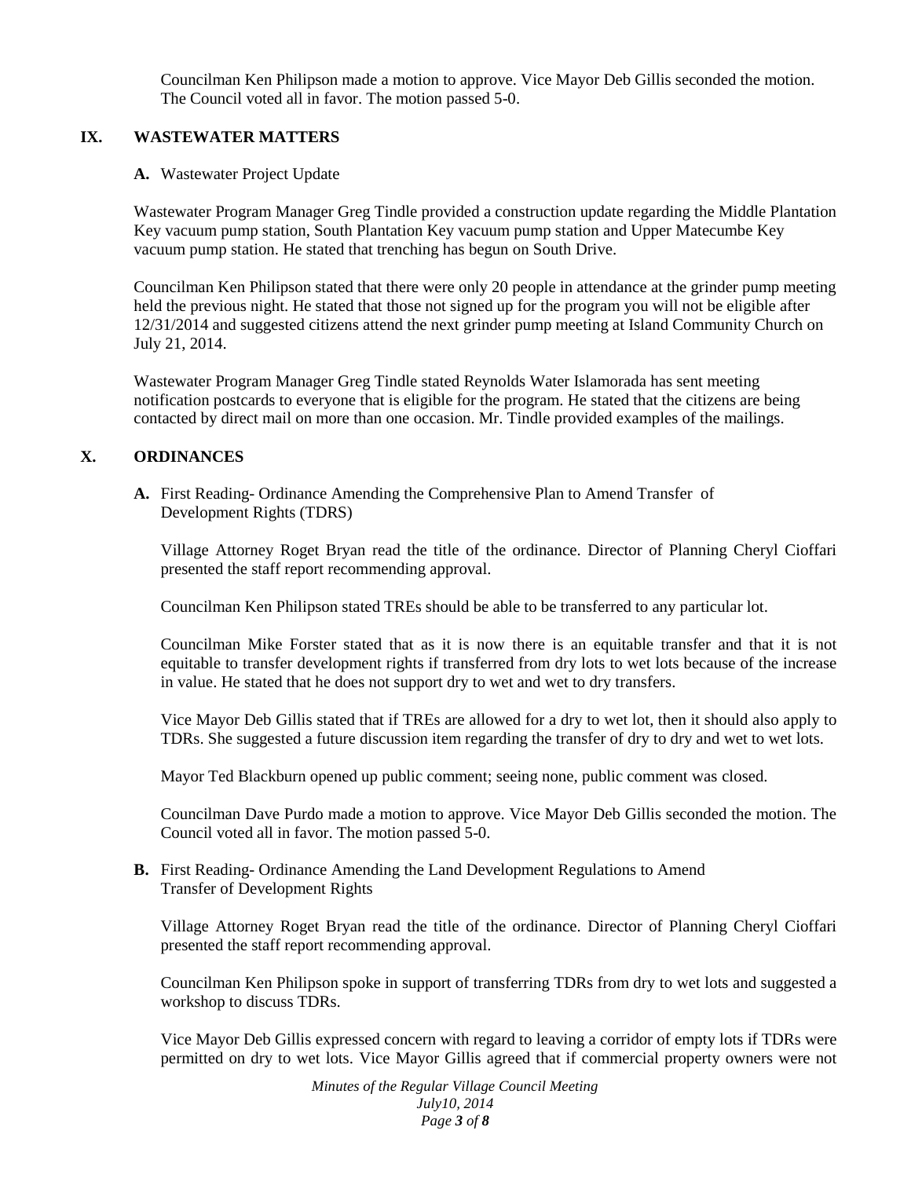Councilman Ken Philipson made a motion to approve. Vice Mayor Deb Gillis seconded the motion. The Council voted all in favor. The motion passed 5-0.

## IX. WASTEWATER MATTERS

**A.** Wastewater Project Update

Wastewater Program Manager Greg Tindle provided a construction update regarding the Middle Plantation Key vacuum pump station, South Plantation Key vacuum pump station and Upper Matecumbe Key vacuum pump station. He stated that trenching has begun on South Drive.

Councilman Ken Philipson stated that there were only 20 people in attendance at the grinder pump meeting held the previous night. He stated that those not signed up for the program you will not be eligible after 12/31/2014 and suggested citizens attend the next grinder pump meeting at Island Community Church on July 21, 2014.

Wastewater Program Manager Greg Tindle stated Reynolds Water Islamorada has sent meeting notification postcards to everyone that is eligible for the program. He stated that the citizens are being contacted by direct mail on more than one occasion. Mr. Tindle provided examples of the mailings.

## X. ORDINANCES

**A.** First Reading- Ordinance Amending the Comprehensive Plan to Amend Transfer of Development Rights (TDRS)

Village Attorney Roget Bryan read the title of the ordinance. Director of Planning Cheryl Cioffari presented the staff report recommending approval.

Councilman Ken Philipson stated TREs should be able to be transferred to any particular lot.

Councilman Mike Forster stated that as it is now there is an equitable transfer and that it is not equitable to transfer development rights if transferred from dry lots to wet lots because of the increase in value. He stated that he does not support dry to wet and wet to dry transfers.

Vice Mayor Deb Gillis stated that if TREs are allowed for a dry to wet lot, then it should also apply to TDRs. She suggested a future discussion item regarding the transfer of dry to dry and wet to wet lots.

Mayor Ted Blackburn opened up public comment; seeing none, public comment was closed.

Councilman Dave Purdo made a motion to approve. Vice Mayor Deb Gillis seconded the motion. The Council voted all in favor. The motion passed 5-0.

**B.** First Reading- Ordinance Amending the Land Development Regulations to Amend Transfer of Development Rights

Village Attorney Roget Bryan read the title of the ordinance. Director of Planning Cheryl Cioffari presented the staff report recommending approval.

Councilman Ken Philipson spoke in support of transferring TDRs from dry to wet lots and suggested a workshop to discuss TDRs.

Vice Mayor Deb Gillis expressed concern with regard to leaving a corridor of empty lots if TDRs were permitted on dry to wet lots. Vice Mayor Gillis agreed that if commercial property owners were not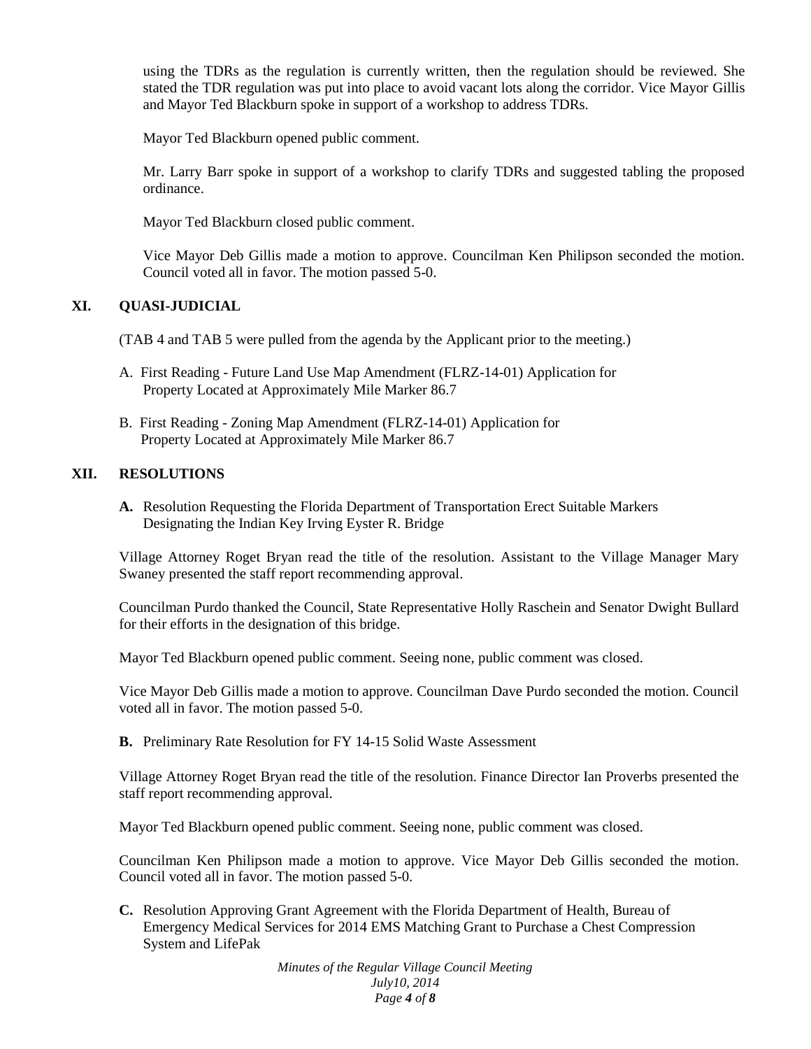using the TDRs as the regulation is currently written, then the regulation should be reviewed. She stated the TDR regulation was put into place to avoid vacant lots along the corridor. Vice Mayor Gillis and Mayor Ted Blackburn spoke in support of a workshop to address TDRs.

Mayor Ted Blackburn opened public comment.

Mr. Larry Barr spoke in support of a workshop to clarify TDRs and suggested tabling the proposed ordinance.

Mayor Ted Blackburn closed public comment.

Vice Mayor Deb Gillis made a motion to approve. Councilman Ken Philipson seconded the motion. Council voted all in favor. The motion passed 5-0.

## XI. QUASI-JUDICIAL

(TAB 4 and TAB 5 were pulled from the agenda by the Applicant prior to the meeting.)

A. First Reading - Future Land Use Map Amendment (FLRZ-14-01) Application for Property Located at Approximately Mile Marker 86.7

B. First Reading - Zoning Map Amendment (FLRZ-14-01) Application for Property Located at Approximately Mile Marker 86.7

## XII. RESOLUTIONS

**A.** Resolution Requesting the Florida Department of Transportation Erect Suitable Markers Designating the Indian Key Irving Eyster R. Bridge

Village Attorney Roget Bryan read the title of the resolution. Assistant to the Village Manager Mary Swaney presented the staff report recommending approval.

Councilman Purdo thanked the Council, State Representative Holly Raschein and Senator Dwight Bullard for their efforts in the designation of this bridge.

Mayor Ted Blackburn opened public comment. Seeing none, public comment was closed.

Vice Mayor Deb Gillis made a motion to approve. Councilman Dave Purdo seconded the motion. Council voted all in favor. The motion passed 5-0.

**B.** Preliminary Rate Resolution for FY 14-15 Solid Waste Assessment

Village Attorney Roget Bryan read the title of the resolution. Finance Director Ian Proverbs presented the staff report recommending approval.

Mayor Ted Blackburn opened public comment. Seeing none, public comment was closed.

Councilman Ken Philipson made a motion to approve. Vice Mayor Deb Gillis seconded the motion. Council voted all in favor. The motion passed 5-0.

**C.** Resolution Approving Grant Agreement with the Florida Department of Health, Bureau of Emergency Medical Services for 2014 EMS Matching Grant to Purchase a Chest Compression System and LifePak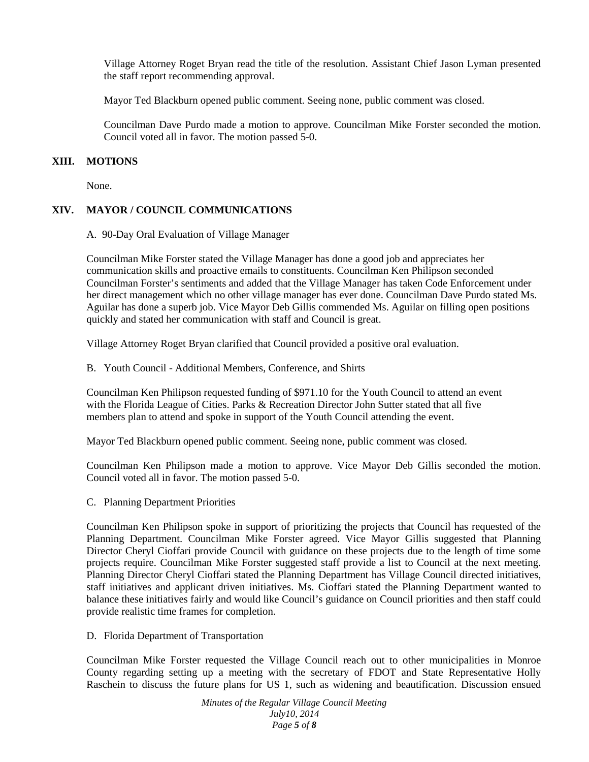Village Attorney Roget Bryan read the title of the resolution. Assistant Chief Jason Lyman presented the staff report recommending approval.

Mayor Ted Blackburn opened public comment. Seeing none, public comment was closed.

Councilman Dave Purdo made a motion to approve. Councilman Mike Forster seconded the motion. Council voted all in favor. The motion passed 5-0.

## XIII. MOTIONS

None.

## XIV. MAYOR / COUNCIL COMMUNICATIONS

A. 90-Day Oral Evaluation of Village Manager

Councilman Mike Forster stated the Village Manager has done a good job and appreciates her communication skills and proactive emails to constituents. Councilman Ken Philipson seconded Councilman Forster's sentiments and added that the Village Manager has taken Code Enforcement under her direct management which no other village manager has ever done. Councilman Dave Purdo stated Ms. Aguilar has done a superb job. Vice Mayor Deb Gillis commended Ms. Aguilar on filling open positions quickly and stated her communication with staff and Council is great.

Village Attorney Roget Bryan clarified that Council provided a positive oral evaluation.

B. Youth Council - Additional Members, Conference, and Shirts

Councilman Ken Philipson requested funding of $971.10 for the Youth Council to attend an event with the Florida League of Cities. Parks & Recreation Director John Sutter stated that all five members plan to attend and spoke in support of the Youth Council attending the event.

Mayor Ted Blackburn opened public comment. Seeing none, public comment was closed.

Councilman Ken Philipson made a motion to approve. Vice Mayor Deb Gillis seconded the motion. Council voted all in favor. The motion passed 5-0.

C. Planning Department Priorities

Councilman Ken Philipson spoke in support of prioritizing the projects that Council has requested of the Planning Department. Councilman Mike Forster agreed. Vice Mayor Gillis suggested that Planning Director Cheryl Cioffari provide Council with guidance on these projects due to the length of time some projects require. Councilman Mike Forster suggested staff provide a list to Council at the next meeting. Planning Director Cheryl Cioffari stated the Planning Department has Village Council directed initiatives, staff initiatives and applicant driven initiatives. Ms. Cioffari stated the Planning Department wanted to balance these initiatives fairly and would like Council's guidance on Council priorities and then staff could provide realistic time frames for completion.

D. Florida Department of Transportation

Councilman Mike Forster requested the Village Council reach out to other municipalities in Monroe County regarding setting up a meeting with the secretary of FDOT and State Representative Holly Raschein to discuss the future plans for US 1, such as widening and beautification. Discussion ensued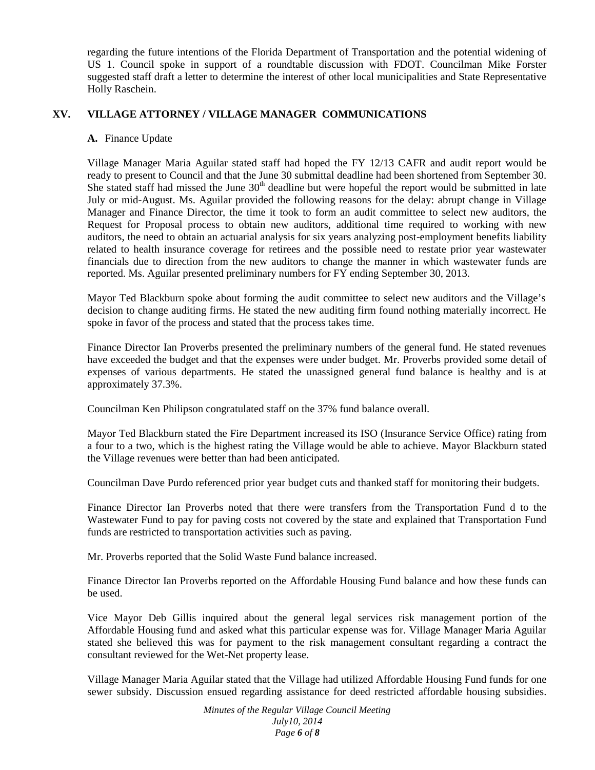regarding the future intentions of the Florida Department of Transportation and the potential widening of US 1. Council spoke in support of a roundtable discussion with FDOT. Councilman Mike Forster suggested staff draft a letter to determine the interest of other local municipalities and State Representative Holly Raschein.

## XV. VILLAGE ATTORNEY / VILLAGE MANAGER COMMUNICATIONS

**A.** Finance Update

Village Manager Maria Aguilar stated staff had hoped the FY 12/13 CAFR and audit report would be ready to present to Council and that the June 30 submittal deadline had been shortened from September 30. She stated staff had missed the June 30th deadline but were hopeful the report would be submitted in late July or mid-August. Ms. Aguilar provided the following reasons for the delay: abrupt change in Village Manager and Finance Director, the time it took to form an audit committee to select new auditors, the Request for Proposal process to obtain new auditors, additional time required to working with new auditors, the need to obtain an actuarial analysis for six years analyzing post-employment benefits liability related to health insurance coverage for retirees and the possible need to restate prior year wastewater financials due to direction from the new auditors to change the manner in which wastewater funds are reported. Ms. Aguilar presented preliminary numbers for FY ending September 30, 2013.

Mayor Ted Blackburn spoke about forming the audit committee to select new auditors and the Village's decision to change auditing firms. He stated the new auditing firm found nothing materially incorrect. He spoke in favor of the process and stated that the process takes time.

Finance Director Ian Proverbs presented the preliminary numbers of the general fund. He stated revenues have exceeded the budget and that the expenses were under budget. Mr. Proverbs provided some detail of expenses of various departments. He stated the unassigned general fund balance is healthy and is at approximately 37.3%.

Councilman Ken Philipson congratulated staff on the 37% fund balance overall.

Mayor Ted Blackburn stated the Fire Department increased its ISO (Insurance Service Office) rating from a four to a two, which is the highest rating the Village would be able to achieve. Mayor Blackburn stated the Village revenues were better than had been anticipated.

Councilman Dave Purdo referenced prior year budget cuts and thanked staff for monitoring their budgets.

Finance Director Ian Proverbs noted that there were transfers from the Transportation Fund d to the Wastewater Fund to pay for paving costs not covered by the state and explained that Transportation Fund funds are restricted to transportation activities such as paving.

Mr. Proverbs reported that the Solid Waste Fund balance increased.

Finance Director Ian Proverbs reported on the Affordable Housing Fund balance and how these funds can be used.

Vice Mayor Deb Gillis inquired about the general legal services risk management portion of the Affordable Housing fund and asked what this particular expense was for. Village Manager Maria Aguilar stated she believed this was for payment to the risk management consultant regarding a contract the consultant reviewed for the Wet-Net property lease.

Village Manager Maria Aguilar stated that the Village had utilized Affordable Housing Fund funds for one sewer subsidy. Discussion ensued regarding assistance for deed restricted affordable housing subsidies.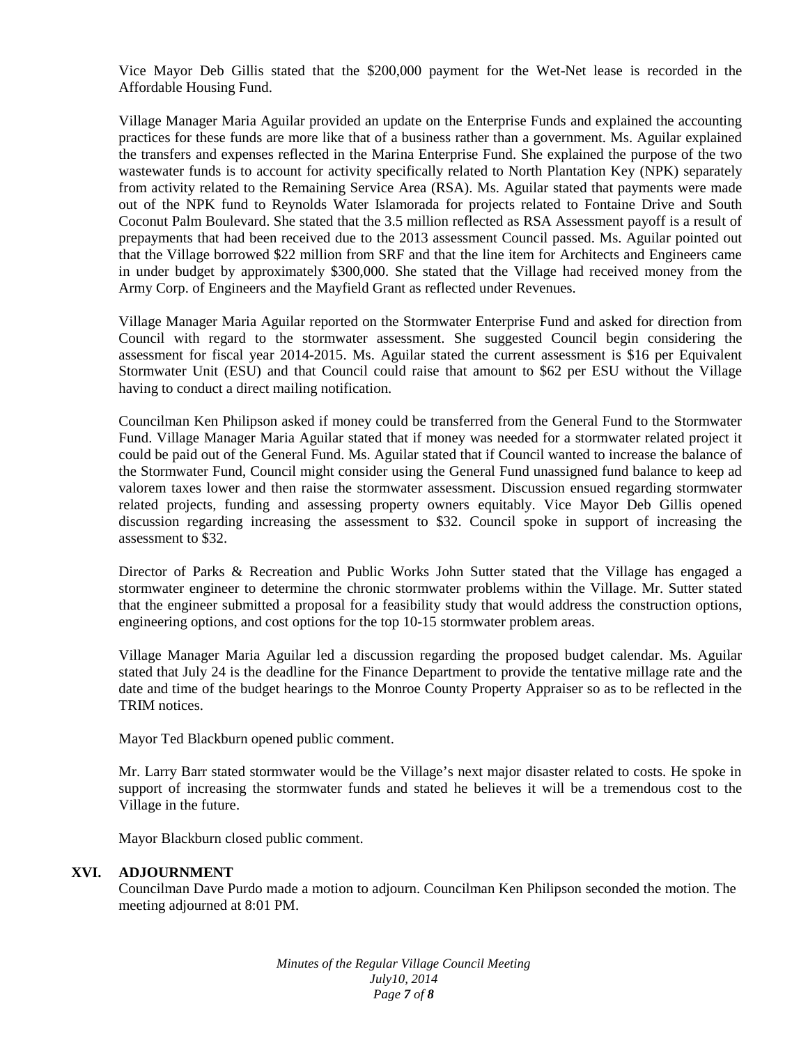Vice Mayor Deb Gillis stated that the $200,000 payment for the Wet-Net lease is recorded in the Affordable Housing Fund.

Village Manager Maria Aguilar provided an update on the Enterprise Funds and explained the accounting practices for these funds are more like that of a business rather than a government. Ms. Aguilar explained the transfers and expenses reflected in the Marina Enterprise Fund. She explained the purpose of the two wastewater funds is to account for activity specifically related to North Plantation Key (NPK) separately from activity related to the Remaining Service Area (RSA). Ms. Aguilar stated that payments were made out of the NPK fund to Reynolds Water Islamorada for projects related to Fontaine Drive and South Coconut Palm Boulevard. She stated that the 3.5 million reflected as RSA Assessment payoff is a result of prepayments that had been received due to the 2013 assessment Council passed. Ms. Aguilar pointed out that the Village borrowed $22 million from SRF and that the line item for Architects and Engineers came in under budget by approximately $300,000. She stated that the Village had received money from the Army Corp. of Engineers and the Mayfield Grant as reflected under Revenues.

Village Manager Maria Aguilar reported on the Stormwater Enterprise Fund and asked for direction from Council with regard to the stormwater assessment. She suggested Council begin considering the assessment for fiscal year 2014-2015. Ms. Aguilar stated the current assessment is $16 per Equivalent Stormwater Unit (ESU) and that Council could raise that amount to $62 per ESU without the Village having to conduct a direct mailing notification.

Councilman Ken Philipson asked if money could be transferred from the General Fund to the Stormwater Fund. Village Manager Maria Aguilar stated that if money was needed for a stormwater related project it could be paid out of the General Fund. Ms. Aguilar stated that if Council wanted to increase the balance of the Stormwater Fund, Council might consider using the General Fund unassigned fund balance to keep ad valorem taxes lower and then raise the stormwater assessment. Discussion ensued regarding stormwater related projects, funding and assessing property owners equitably. Vice Mayor Deb Gillis opened discussion regarding increasing the assessment to $32. Council spoke in support of increasing the assessment to $32.

Director of Parks & Recreation and Public Works John Sutter stated that the Village has engaged a stormwater engineer to determine the chronic stormwater problems within the Village. Mr. Sutter stated that the engineer submitted a proposal for a feasibility study that would address the construction options, engineering options, and cost options for the top 10-15 stormwater problem areas.

Village Manager Maria Aguilar led a discussion regarding the proposed budget calendar. Ms. Aguilar stated that July 24 is the deadline for the Finance Department to provide the tentative millage rate and the date and time of the budget hearings to the Monroe County Property Appraiser so as to be reflected in the TRIM notices.

Mayor Ted Blackburn opened public comment.

Mr. Larry Barr stated stormwater would be the Village's next major disaster related to costs. He spoke in support of increasing the stormwater funds and stated he believes it will be a tremendous cost to the Village in the future.

Mayor Blackburn closed public comment.

## XVI. ADJOURNMENT

Councilman Dave Purdo made a motion to adjourn. Councilman Ken Philipson seconded the motion. The meeting adjourned at 8:01 PM.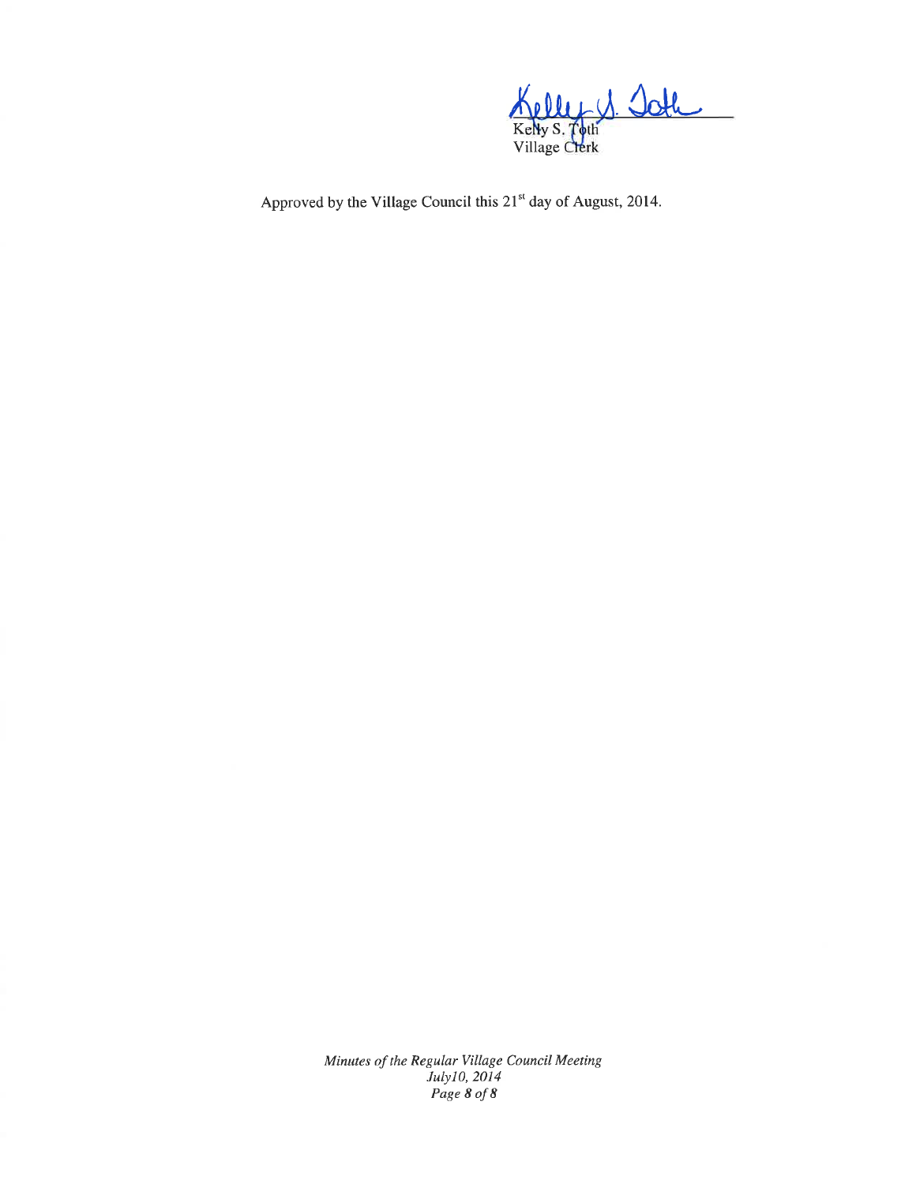Kelly S. Toth
Village Clerk

Approved by the Village Council this 21st day of August, 2014.